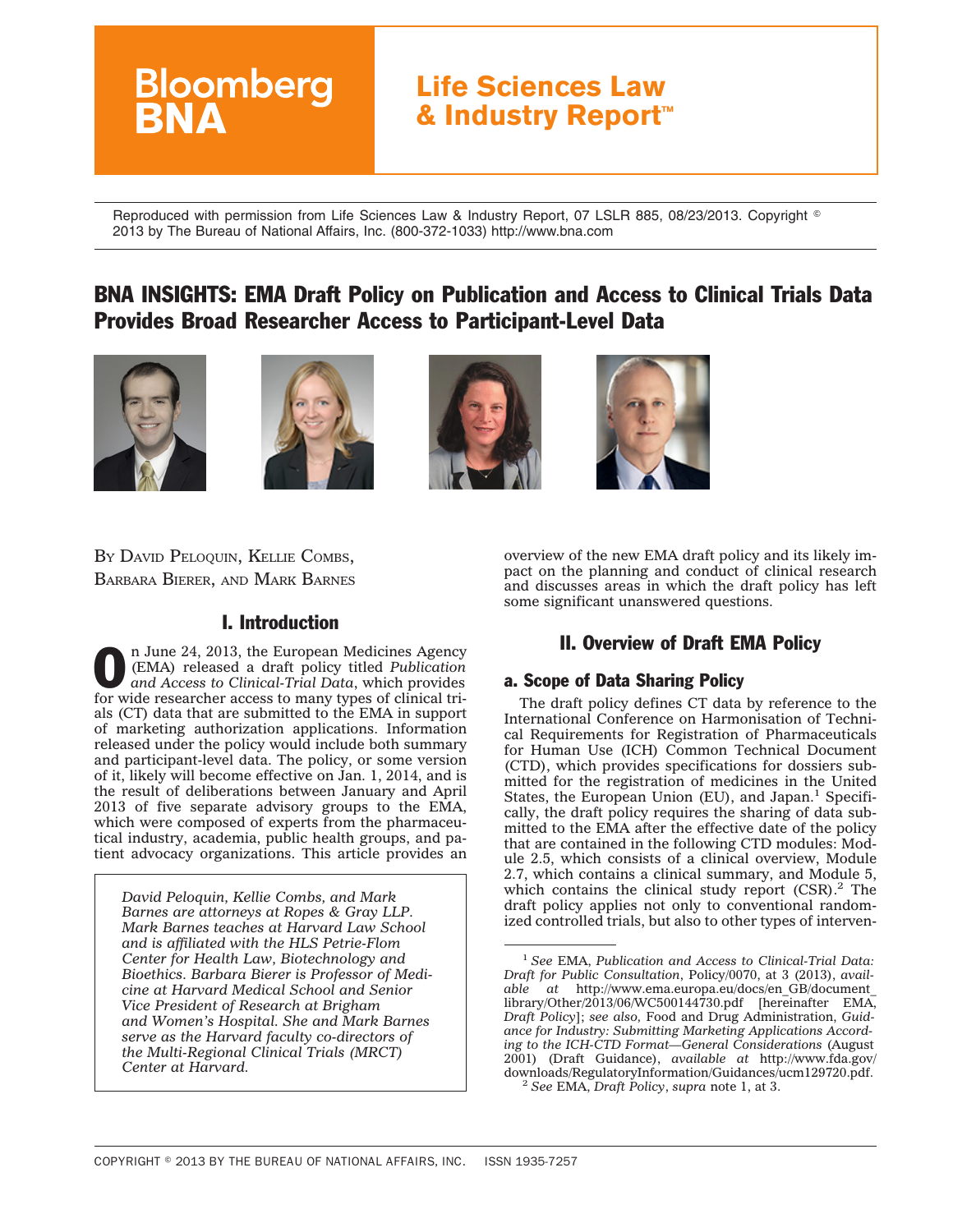Bloomberg BNA

# Life Sciences Law & Industry Report™

Reproduced with permission from Life Sciences Law & Industry Report, 07 LSLR 885, 08/23/2013. Copyright © 2013 by The Bureau of National Affairs, Inc. (800-372-1033) http://www.bna.com

## BNA INSIGHTS: EMA Draft Policy on Publication and Access to Clinical Trials Data Provides Broad Researcher Access to Participant-Level Data

BY DAVID PELOQUIN, KELLIE COMBS, BARBARA BIERER, AND MARK BARNES

*David Peloquin, Kellie Combs, and Mark Barnes are attorneys at Ropes & Gray LLP. Mark Barnes teaches at Harvard Law School and is affiliated with the HLS Petrie-Flom Center for Health Law, Biotechnology and Bioethics. Barbara Bierer is Professor of Medicine at Harvard Medical School and Senior Vice President of Research at Brigham and Women's Hospital. She and Mark Barnes serve as the Harvard faculty co-directors of the Multi-Regional Clinical Trials (MRCT) Center at Harvard.*

### I. Introduction

On June 24, 2013, the European Medicines Agency (EMA) released a draft policy titled *Publication and Access to Clinical-Trial Data*, which provides for wide researcher access to many types of clinical trials (CT) data that are submitted to the EMA in support of marketing authorization applications. Information released under the policy would include both summary and participant-level data. The policy, or some version of it, likely will become effective on Jan. 1, 2014, and is the result of deliberations between January and April 2013 of five separate advisory groups to the EMA, which were composed of experts from the pharmaceutical industry, academia, public health groups, and patient advocacy organizations. This article provides an overview of the new EMA draft policy and its likely impact on the planning and conduct of clinical research and discusses areas in which the draft policy has left some significant unanswered questions.

### II. Overview of Draft EMA Policy

#### a. Scope of Data Sharing Policy

The draft policy defines CT data by reference to the International Conference on Harmonisation of Technical Requirements for Registration of Pharmaceuticals for Human Use (ICH) Common Technical Document (CTD), which provides specifications for dossiers submitted for the registration of medicines in the United States, the European Union (EU), and Japan.[1] Specifically, the draft policy requires the sharing of data submitted to the EMA after the effective date of the policy that are contained in the following CTD modules: Module 2.5, which consists of a clinical overview, Module 2.7, which contains a clinical summary, and Module 5, which contains the clinical study report (CSR).[2] The draft policy applies not only to conventional randomized controlled trials, but also to other types of interven-

---

[1] *See* EMA, *Publication and Access to Clinical-Trial Data: Draft for Public Consultation*, Policy/0070, at 3 (2013), *available at* http://www.ema.europa.eu/docs/en_GB/document_library/Other/2013/06/WC500144730.pdf [hereinafter EMA, *Draft Policy*]; *see also*, Food and Drug Administration, *Guidance for Industry: Submitting Marketing Applications According to the ICH-CTD Format—General Considerations* (August 2001) (Draft Guidance), *available at* http://www.fda.gov/downloads/RegulatoryInformation/Guidances/ucm129720.pdf.

[2] *See* EMA, *Draft Policy*, *supra* note 1, at 3.

COPYRIGHT © 2013 BY THE BUREAU OF NATIONAL AFFAIRS, INC. ISSN 1935-7257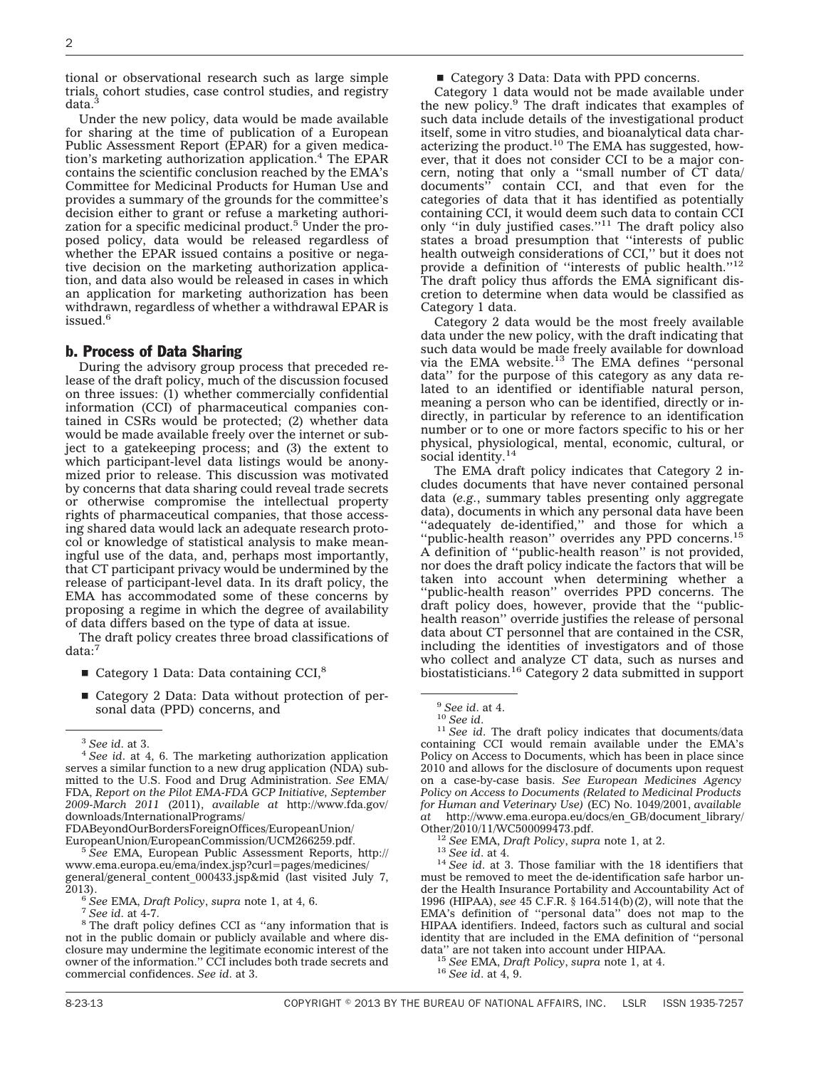tional or observational research such as large simple trials, cohort studies, case control studies, and registry data.[3]

Under the new policy, data would be made available for sharing at the time of publication of a European Public Assessment Report (EPAR) for a given medication's marketing authorization application.[4] The EPAR contains the scientific conclusion reached by the EMA's Committee for Medicinal Products for Human Use and provides a summary of the grounds for the committee's decision either to grant or refuse a marketing authorization for a specific medicinal product.[5] Under the proposed policy, data would be released regardless of whether the EPAR issued contains a positive or negative decision on the marketing authorization application, and data also would be released in cases in which an application for marketing authorization has been withdrawn, regardless of whether a withdrawal EPAR is issued.[6]

## b. Process of Data Sharing

During the advisory group process that preceded release of the draft policy, much of the discussion focused on three issues: (1) whether commercially confidential information (CCI) of pharmaceutical companies contained in CSRs would be protected; (2) whether data would be made available freely over the internet or subject to a gatekeeping process; and (3) the extent to which participant-level data listings would be anonymized prior to release. This discussion was motivated by concerns that data sharing could reveal trade secrets or otherwise compromise the intellectual property rights of pharmaceutical companies, that those accessing shared data would lack an adequate research protocol or knowledge of statistical analysis to make meaningful use of the data, and, perhaps most importantly, that CT participant privacy would be undermined by the release of participant-level data. In its draft policy, the EMA has accommodated some of these concerns by proposing a regime in which the degree of availability of data differs based on the type of data at issue.

The draft policy creates three broad classifications of data:[7]

- Category 1 Data: Data containing CCI,[8]
- Category 2 Data: Data without protection of personal data (PPD) concerns, and
- Category 3 Data: Data with PPD concerns.

Category 1 data would not be made available under the new policy.[9] The draft indicates that examples of such data include details of the investigational product itself, some in vitro studies, and bioanalytical data characterizing the product.[10] The EMA has suggested, however, that it does not consider CCI to be a major concern, noting that only a ''small number of CT data/documents'' contain CCI, and that even for the categories of data that it has identified as potentially containing CCI, it would deem such data to contain CCI only ''in duly justified cases.''[11] The draft policy also states a broad presumption that ''interests of public health outweigh considerations of CCI,'' but it does not provide a definition of ''interests of public health.''[12] The draft policy thus affords the EMA significant discretion to determine when data would be classified as Category 1 data.

Category 2 data would be the most freely available data under the new policy, with the draft indicating that such data would be made freely available for download via the EMA website.[13] The EMA defines ''personal data'' for the purpose of this category as any data related to an identified or identifiable natural person, meaning a person who can be identified, directly or indirectly, in particular by reference to an identification number or to one or more factors specific to his or her physical, physiological, mental, economic, cultural, or social identity.[14]

The EMA draft policy indicates that Category 2 includes documents that have never contained personal data (*e.g.*, summary tables presenting only aggregate data), documents in which any personal data have been ''adequately de-identified,'' and those for which a ''public-health reason'' overrides any PPD concerns.[15] A definition of ''public-health reason'' is not provided, nor does the draft policy indicate the factors that will be taken into account when determining whether a ''public-health reason'' overrides PPD concerns. The draft policy does, however, provide that the ''public-health reason'' override justifies the release of personal data about CT personnel that are contained in the CSR, including the identities of investigators and of those who collect and analyze CT data, such as nurses and biostatisticians.[16] Category 2 data submitted in support

---

[3] *See id.* at 3.

[4] *See id.* at 4, 6. The marketing authorization application serves a similar function to a new drug application (NDA) submitted to the U.S. Food and Drug Administration. *See* EMA/FDA, *Report on the Pilot EMA-FDA GCP Initiative, September 2009-March 2011* (2011), *available at* http://www.fda.gov/downloads/InternationalPrograms/FDABeyondOurBordersForeignOffices/EuropeanUnion/EuropeanUnion/EuropeanCommission/UCM266259.pdf.

[5] *See* EMA, European Public Assessment Reports, http://www.ema.europa.eu/ema/index.jsp?curl=pages/medicines/general/general_content_000433.jsp&mid (last visited July 7, 2013).

[6] *See* EMA, *Draft Policy*, *supra* note 1, at 4, 6.

[7] *See id.* at 4-7.

[8] The draft policy defines CCI as ''any information that is not in the public domain or publicly available and where disclosure may undermine the legitimate economic interest of the owner of the information.'' CCI includes both trade secrets and commercial confidences. *See id.* at 3.

[9] *See id.* at 4.

[10] *See id.*

[11] *See id.* The draft policy indicates that documents/data containing CCI would remain available under the EMA's Policy on Access to Documents, which has been in place since 2010 and allows for the disclosure of documents upon request on a case-by-case basis. *See European Medicines Agency Policy on Access to Documents (Related to Medicinal Products for Human and Veterinary Use)* (EC) No. 1049/2001, *available at* http://www.ema.europa.eu/docs/en_GB/document_library/Other/2010/11/WC500099473.pdf.

[12] *See* EMA, *Draft Policy*, *supra* note 1, at 2.

[13] *See id.* at 4.

[14] *See id.* at 3. Those familiar with the 18 identifiers that must be removed to meet the de-identification safe harbor under the Health Insurance Portability and Accountability Act of 1996 (HIPAA), *see* 45 C.F.R. § 164.514(b)(2), will note that the EMA's definition of ''personal data'' does not map to the HIPAA identifiers. Indeed, factors such as cultural and social identity that are included in the EMA definition of ''personal data'' are not taken into account under HIPAA.

[15] *See* EMA, *Draft Policy*, *supra* note 1, at 4.

[16] *See id.* at 4, 9.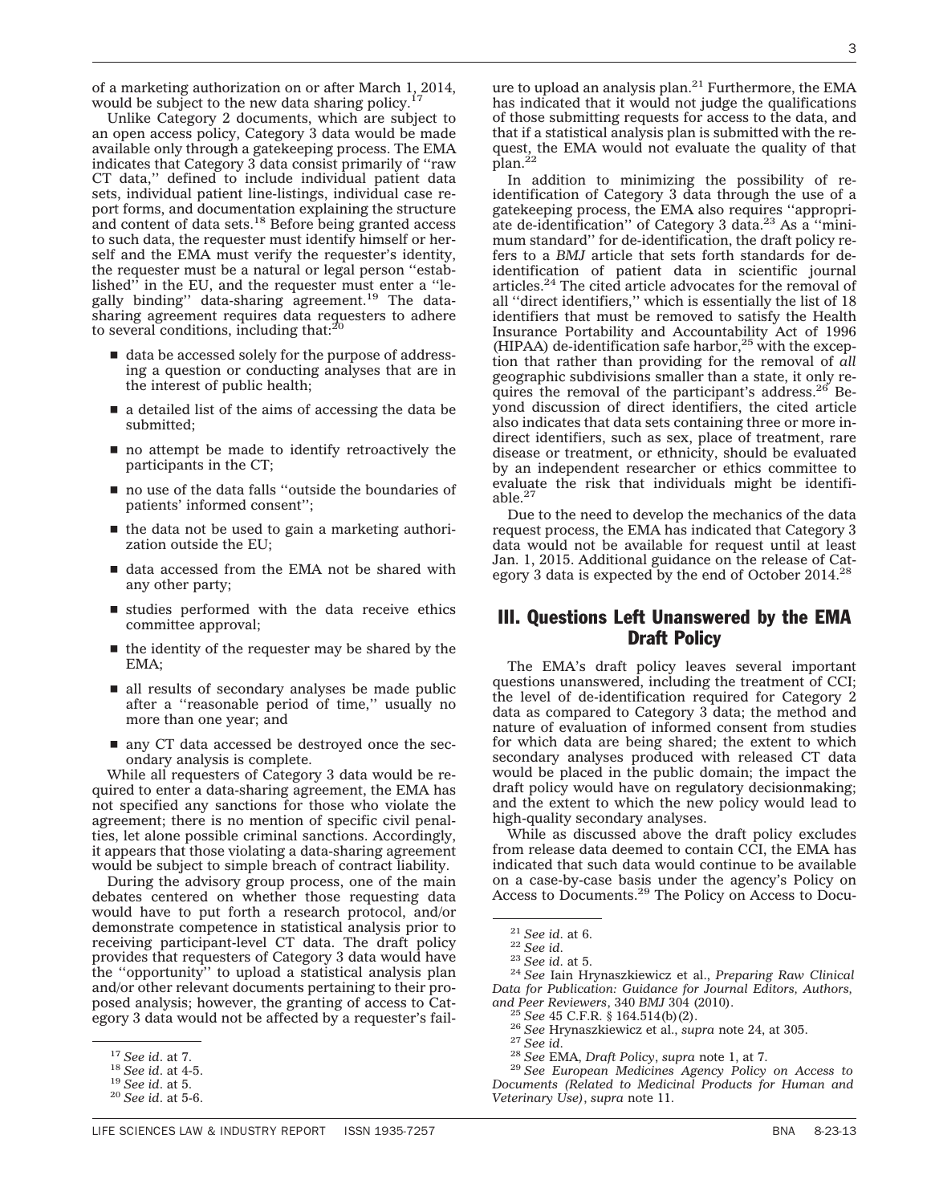of a marketing authorization on or after March 1, 2014, would be subject to the new data sharing policy.[17]

Unlike Category 2 documents, which are subject to an open access policy, Category 3 data would be made available only through a gatekeeping process. The EMA indicates that Category 3 data consist primarily of ''raw CT data,'' defined to include individual patient data sets, individual patient line-listings, individual case report forms, and documentation explaining the structure and content of data sets.[18] Before being granted access to such data, the requester must identify himself or herself and the EMA must verify the requester's identity, the requester must be a natural or legal person ''established'' in the EU, and the requester must enter a ''legally binding'' data-sharing agreement.[19] The data-sharing agreement requires data requesters to adhere to several conditions, including that:[20]

- data be accessed solely for the purpose of addressing a question or conducting analyses that are in the interest of public health;
- a detailed list of the aims of accessing the data be submitted;
- no attempt be made to identify retroactively the participants in the CT;
- no use of the data falls ''outside the boundaries of patients' informed consent'';
- the data not be used to gain a marketing authorization outside the EU;
- data accessed from the EMA not be shared with any other party;
- studies performed with the data receive ethics committee approval;
- the identity of the requester may be shared by the EMA;
- all results of secondary analyses be made public after a ''reasonable period of time,'' usually no more than one year; and
- any CT data accessed be destroyed once the secondary analysis is complete.

While all requesters of Category 3 data would be required to enter a data-sharing agreement, the EMA has not specified any sanctions for those who violate the agreement; there is no mention of specific civil penalties, let alone possible criminal sanctions. Accordingly, it appears that those violating a data-sharing agreement would be subject to simple breach of contract liability.

During the advisory group process, one of the main debates centered on whether those requesting data would have to put forth a research protocol, and/or demonstrate competence in statistical analysis prior to receiving participant-level CT data. The draft policy provides that requesters of Category 3 data would have the ''opportunity'' to upload a statistical analysis plan and/or other relevant documents pertaining to their proposed analysis; however, the granting of access to Category 3 data would not be affected by a requester's failure to upload an analysis plan.[21] Furthermore, the EMA has indicated that it would not judge the qualifications of those submitting requests for access to the data, and that if a statistical analysis plan is submitted with the request, the EMA would not evaluate the quality of that plan.[22]

In addition to minimizing the possibility of re-identification of Category 3 data through the use of a gatekeeping process, the EMA also requires ''appropriate de-identification'' of Category 3 data.[23] As a ''minimum standard'' for de-identification, the draft policy refers to a *BMJ* article that sets forth standards for de-identification of patient data in scientific journal articles.[24] The cited article advocates for the removal of all ''direct identifiers,'' which is essentially the list of 18 identifiers that must be removed to satisfy the Health Insurance Portability and Accountability Act of 1996 (HIPAA) de-identification safe harbor,[25] with the exception that rather than providing for the removal of *all* geographic subdivisions smaller than a state, it only requires the removal of the participant's address.[26] Beyond discussion of direct identifiers, the cited article also indicates that data sets containing three or more indirect identifiers, such as sex, place of treatment, rare disease or treatment, or ethnicity, should be evaluated by an independent researcher or ethics committee to evaluate the risk that individuals might be identifiable.[27]

Due to the need to develop the mechanics of the data request process, the EMA has indicated that Category 3 data would not be available for request until at least Jan. 1, 2015. Additional guidance on the release of Category 3 data is expected by the end of October 2014.[28]

## III. Questions Left Unanswered by the EMA Draft Policy

The EMA's draft policy leaves several important questions unanswered, including the treatment of CCI; the level of de-identification required for Category 2 data as compared to Category 3 data; the method and nature of evaluation of informed consent from studies for which data are being shared; the extent to which secondary analyses produced with released CT data would be placed in the public domain; the impact the draft policy would have on regulatory decisionmaking; and the extent to which the new policy would lead to high-quality secondary analyses.

While as discussed above the draft policy excludes from release data deemed to contain CCI, the EMA has indicated that such data would continue to be available on a case-by-case basis under the agency's Policy on Access to Documents.[29] The Policy on Access to Docu-

---

[17] *See id.* at 7.

[18] *See id.* at 4-5.

[19] *See id.* at 5.

[20] *See id.* at 5-6.

[21] *See id.* at 6.

[22] *See id.*

[23] *See id.* at 5.

[24] *See* Iain Hrynaszkiewicz et al., *Preparing Raw Clinical Data for Publication: Guidance for Journal Editors, Authors, and Peer Reviewers*, 340 *BMJ* 304 (2010).

[25] *See* 45 C.F.R. § 164.514(b)(2).

[26] *See* Hrynaszkiewicz et al., *supra* note 24, at 305.

[27] *See id.*

[28] *See* EMA, *Draft Policy*, *supra* note 1, at 7.

[29] *See European Medicines Agency Policy on Access to Documents (Related to Medicinal Products for Human and Veterinary Use)*, *supra* note 11.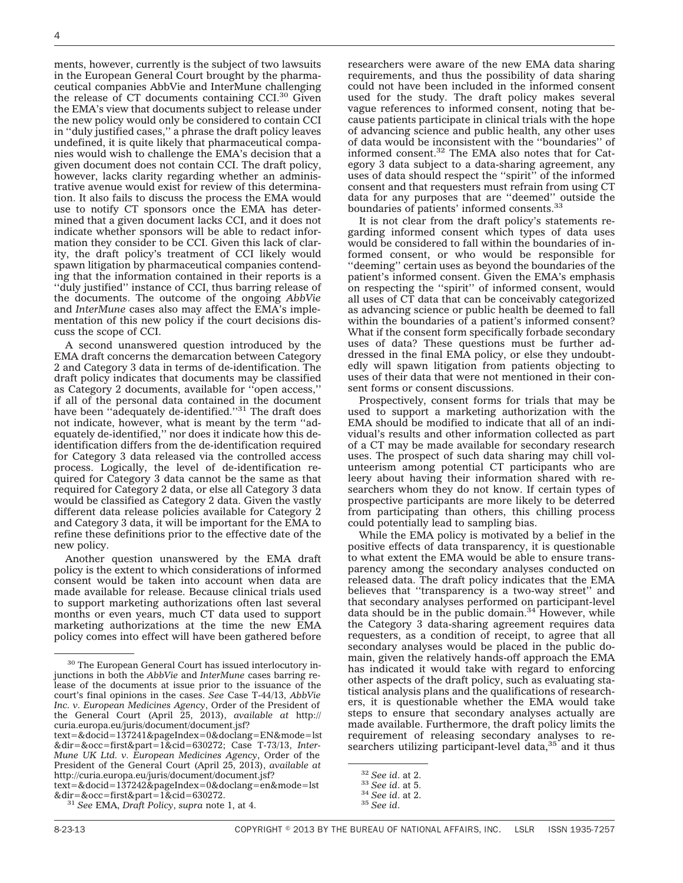ments, however, currently is the subject of two lawsuits in the European General Court brought by the pharmaceutical companies AbbVie and InterMune challenging the release of CT documents containing CCI.[30] Given the EMA's view that documents subject to release under the new policy would only be considered to contain CCI in ''duly justified cases,'' a phrase the draft policy leaves undefined, it is quite likely that pharmaceutical companies would wish to challenge the EMA's decision that a given document does not contain CCI. The draft policy, however, lacks clarity regarding whether an administrative avenue would exist for review of this determination. It also fails to discuss the process the EMA would use to notify CT sponsors once the EMA has determined that a given document lacks CCI, and it does not indicate whether sponsors will be able to redact information they consider to be CCI. Given this lack of clarity, the draft policy's treatment of CCI likely would spawn litigation by pharmaceutical companies contending that the information contained in their reports is a ''duly justified'' instance of CCI, thus barring release of the documents. The outcome of the ongoing *AbbVie* and *InterMune* cases also may affect the EMA's implementation of this new policy if the court decisions discuss the scope of CCI.

A second unanswered question introduced by the EMA draft concerns the demarcation between Category 2 and Category 3 data in terms of de-identification. The draft policy indicates that documents may be classified as Category 2 documents, available for ''open access,'' if all of the personal data contained in the document have been ''adequately de-identified.''[31] The draft does not indicate, however, what is meant by the term ''adequately de-identified,'' nor does it indicate how this de-identification differs from the de-identification required for Category 3 data released via the controlled access process. Logically, the level of de-identification required for Category 3 data cannot be the same as that required for Category 2 data, or else all Category 3 data would be classified as Category 2 data. Given the vastly different data release policies available for Category 2 and Category 3 data, it will be important for the EMA to refine these definitions prior to the effective date of the new policy.

Another question unanswered by the EMA draft policy is the extent to which considerations of informed consent would be taken into account when data are made available for release. Because clinical trials used to support marketing authorizations often last several months or even years, much CT data used to support marketing authorizations at the time the new EMA policy comes into effect will have been gathered before researchers were aware of the new EMA data sharing requirements, and thus the possibility of data sharing could not have been included in the informed consent used for the study. The draft policy makes several vague references to informed consent, noting that because patients participate in clinical trials with the hope of advancing science and public health, any other uses of data would be inconsistent with the ''boundaries'' of informed consent.[32] The EMA also notes that for Category 3 data subject to a data-sharing agreement, any uses of data should respect the ''spirit'' of the informed consent and that requesters must refrain from using CT data for any purposes that are ''deemed'' outside the boundaries of patients' informed consents.[33]

It is not clear from the draft policy's statements regarding informed consent which types of data uses would be considered to fall within the boundaries of informed consent, or who would be responsible for ''deeming'' certain uses as beyond the boundaries of the patient's informed consent. Given the EMA's emphasis on respecting the ''spirit'' of informed consent, would all uses of CT data that can be conceivably categorized as advancing science or public health be deemed to fall within the boundaries of a patient's informed consent? What if the consent form specifically forbade secondary uses of data? These questions must be further addressed in the final EMA policy, or else they undoubtedly will spawn litigation from patients objecting to uses of their data that were not mentioned in their consent forms or consent discussions.

Prospectively, consent forms for trials that may be used to support a marketing authorization with the EMA should be modified to indicate that all of an individual's results and other information collected as part of a CT may be made available for secondary research uses. The prospect of such data sharing may chill volunteerism among potential CT participants who are leery about having their information shared with researchers whom they do not know. If certain types of prospective participants are more likely to be deterred from participating than others, this chilling process could potentially lead to sampling bias.

While the EMA policy is motivated by a belief in the positive effects of data transparency, it is questionable to what extent the EMA would be able to ensure transparency among the secondary analyses conducted on released data. The draft policy indicates that the EMA believes that ''transparency is a two-way street'' and that secondary analyses performed on participant-level data should be in the public domain.[34] However, while the Category 3 data-sharing agreement requires data requesters, as a condition of receipt, to agree that all secondary analyses would be placed in the public domain, given the relatively hands-off approach the EMA has indicated it would take with regard to enforcing other aspects of the draft policy, such as evaluating statistical analysis plans and the qualifications of researchers, it is questionable whether the EMA would take steps to ensure that secondary analyses actually are made available. Furthermore, the draft policy limits the requirement of releasing secondary analyses to researchers utilizing participant-level data,[35] and it thus

---

[30] The European General Court has issued interlocutory injunctions in both the *AbbVie* and *InterMune* cases barring release of the documents at issue prior to the issuance of the court's final opinions in the cases. *See* Case T-44/13, *AbbVie Inc. v. European Medicines Agency*, Order of the President of the General Court (April 25, 2013), *available at* http://curia.europa.eu/juris/document/document.jsf?text=&docid=137241&pageIndex=0&doclang=EN&mode=lst&dir=&occ=first&part=1&cid=630272; Case T-73/13, *InterMune UK Ltd. v. European Medicines Agency*, Order of the President of the General Court (April 25, 2013), *available at* http://curia.europa.eu/juris/document/document.jsf?text=&docid=137242&pageIndex=0&doclang=en&mode=lst&dir=&occ=first&part=1&cid=630272.

[31] *See* EMA, *Draft Policy*, *supra* note 1, at 4.

[32] *See id*. at 2.

[33] *See id*. at 5.

[34] *See id*. at 2.

[35] *See id*.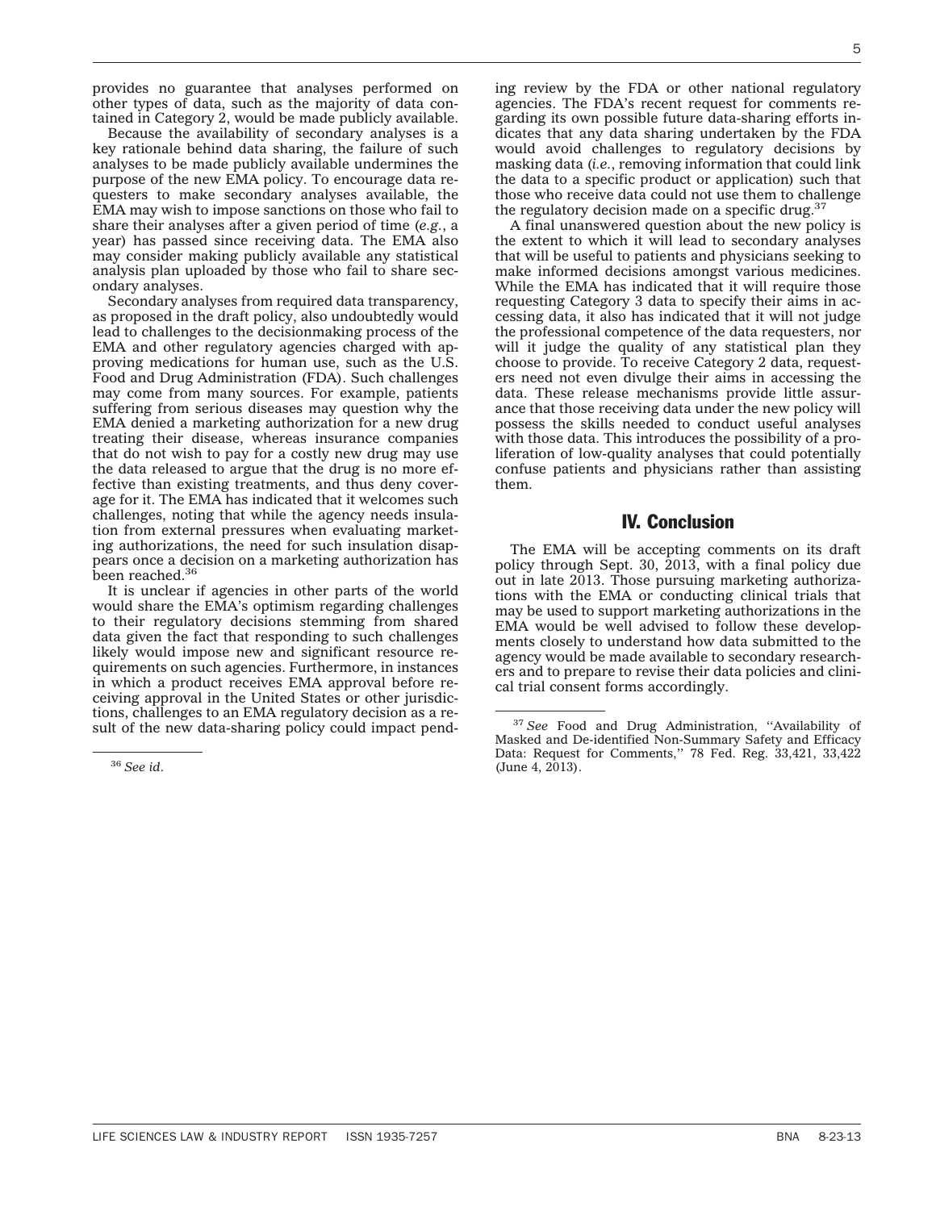provides no guarantee that analyses performed on other types of data, such as the majority of data contained in Category 2, would be made publicly available.

Because the availability of secondary analyses is a key rationale behind data sharing, the failure of such analyses to be made publicly available undermines the purpose of the new EMA policy. To encourage data requesters to make secondary analyses available, the EMA may wish to impose sanctions on those who fail to share their analyses after a given period of time (*e.g.*, a year) has passed since receiving data. The EMA also may consider making publicly available any statistical analysis plan uploaded by those who fail to share secondary analyses.

Secondary analyses from required data transparency, as proposed in the draft policy, also undoubtedly would lead to challenges to the decisionmaking process of the EMA and other regulatory agencies charged with approving medications for human use, such as the U.S. Food and Drug Administration (FDA). Such challenges may come from many sources. For example, patients suffering from serious diseases may question why the EMA denied a marketing authorization for a new drug treating their disease, whereas insurance companies that do not wish to pay for a costly new drug may use the data released to argue that the drug is no more effective than existing treatments, and thus deny coverage for it. The EMA has indicated that it welcomes such challenges, noting that while the agency needs insulation from external pressures when evaluating marketing authorizations, the need for such insulation disappears once a decision on a marketing authorization has been reached.[36]

It is unclear if agencies in other parts of the world would share the EMA's optimism regarding challenges to their regulatory decisions stemming from shared data given the fact that responding to such challenges likely would impose new and significant resource requirements on such agencies. Furthermore, in instances in which a product receives EMA approval before receiving approval in the United States or other jurisdictions, challenges to an EMA regulatory decision as a result of the new data-sharing policy could impact pending review by the FDA or other national regulatory agencies. The FDA's recent request for comments regarding its own possible future data-sharing efforts indicates that any data sharing undertaken by the FDA would avoid challenges to regulatory decisions by masking data (*i.e.*, removing information that could link the data to a specific product or application) such that those who receive data could not use them to challenge the regulatory decision made on a specific drug.[37]

A final unanswered question about the new policy is the extent to which it will lead to secondary analyses that will be useful to patients and physicians seeking to make informed decisions amongst various medicines. While the EMA has indicated that it will require those requesting Category 3 data to specify their aims in accessing data, it also has indicated that it will not judge the professional competence of the data requesters, nor will it judge the quality of any statistical plan they choose to provide. To receive Category 2 data, requesters need not even divulge their aims in accessing the data. These release mechanisms provide little assurance that those receiving data under the new policy will possess the skills needed to conduct useful analyses with those data. This introduces the possibility of a proliferation of low-quality analyses that could potentially confuse patients and physicians rather than assisting them.

## IV. Conclusion

The EMA will be accepting comments on its draft policy through Sept. 30, 2013, with a final policy due out in late 2013. Those pursuing marketing authorizations with the EMA or conducting clinical trials that may be used to support marketing authorizations in the EMA would be well advised to follow these developments closely to understand how data submitted to the agency would be made available to secondary researchers and to prepare to revise their data policies and clinical trial consent forms accordingly.

---

[36] *See id*.

[37] *See* Food and Drug Administration, ''Availability of Masked and De-identified Non-Summary Safety and Efficacy Data: Request for Comments,'' 78 Fed. Reg. 33,421, 33,422 (June 4, 2013).